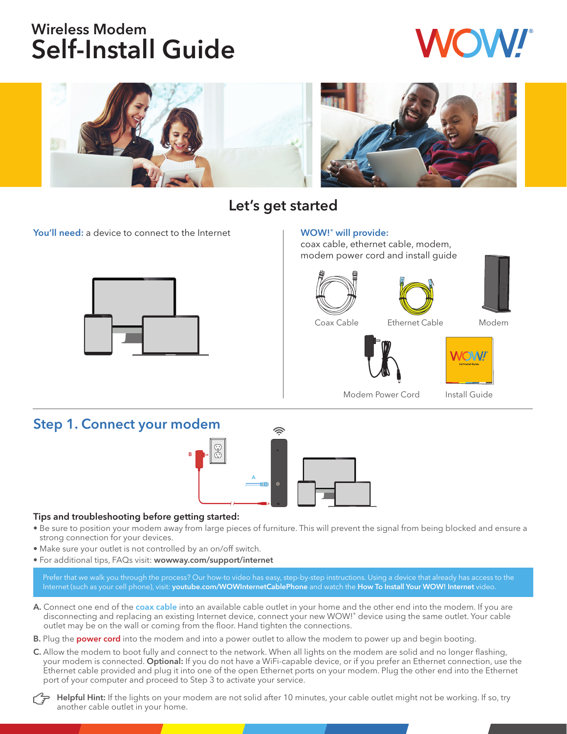# Wireless Modem Self-Install Guide

WOW!®

## Let's get started

**You'll need:** a device to connect to the Internet

**WOW!® will provide:**
coax cable, ethernet cable, modem, modem power cord and install guide

Coax Cable

Ethernet Cable

Modem

Modem Power Cord

Install Guide

## Step 1. Connect your modem

### Tips and troubleshooting before getting started:

- Be sure to position your modem away from large pieces of furniture. This will prevent the signal from being blocked and ensure a strong connection for your devices.
- Make sure your outlet is not controlled by an on/off switch.
- For additional tips, FAQs visit: **wowway.com/support/internet**

Prefer that we walk you through the process? Our how-to video has easy, step-by-step instructions. Using a device that already has access to the Internet (such as your cell phone), visit: **youtube.com/WOWInternetCablePhone** and watch the **How To Install Your WOW! Internet** video.

**A.** Connect one end of the **coax cable** into an available cable outlet in your home and the other end into the modem. If you are disconnecting and replacing an existing Internet device, connect your new WOW!® device using the same outlet. Your cable outlet may be on the wall or coming from the floor. Hand tighten the connections.

**B.** Plug the **power cord** into the modem and into a power outlet to allow the modem to power up and begin booting.

**C.** Allow the modem to boot fully and connect to the network. When all lights on the modem are solid and no longer flashing, your modem is connected. **Optional:** If you do not have a WiFi-capable device, or if you prefer an Ethernet connection, use the Ethernet cable provided and plug it into one of the open Ethernet ports on your modem. Plug the other end into the Ethernet port of your computer and proceed to Step 3 to activate your service.

**Helpful Hint:** If the lights on your modem are not solid after 10 minutes, your cable outlet might not be working. If so, try another cable outlet in your home.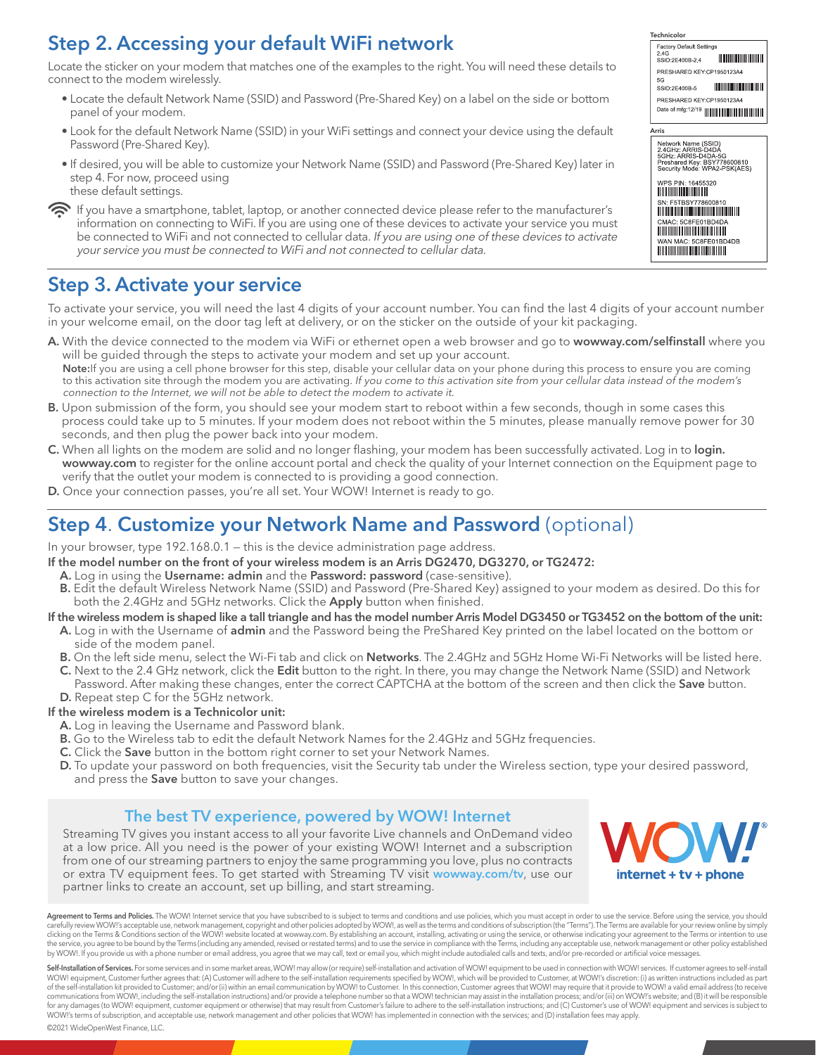## Step 2. Accessing your default WiFi network

Locate the sticker on your modem that matches one of the examples to the right. You will need these details to connect to the modem wirelessly.

- Locate the default Network Name (SSID) and Password (Pre-Shared Key) on a label on the side or bottom panel of your modem.
- Look for the default Network Name (SSID) in your WiFi settings and connect your device using the default Password (Pre-Shared Key).
- If desired, you will be able to customize your Network Name (SSID) and Password (Pre-Shared Key) later in step 4. For now, proceed using these default settings.

If you have a smartphone, tablet, laptop, or another connected device please refer to the manufacturer's information on connecting to WiFi. If you are using one of these devices to activate your service you must be connected to WiFi and not connected to cellular data. *If you are using one of these devices to activate your service you must be connected to WiFi and not connected to cellular data.*

**Technicolor**

Factory Default Settings
2.4G
SSID:2E400B-2,4
PRESHARED KEY:CP1950123A4
5G
SSID:2E400B-5
PRESHARED KEY:CP1950123A4
Date of mfg:12/19

**Arris**

Network Name (SSID)
2.4GHz: ARRIS-D4DA
5GHz: ARRIS-D4DA-5G
Preshared Key: BSY778600810
Security Mode: WPA2-PSK(AES)
WPS PIN: 16455320
SN: F5TBSY778600810
CMAC: 5C8FE01BD4DA
WAN MAC: 5C8FE01BD4DB

## Step 3. Activate your service

To activate your service, you will need the last 4 digits of your account number. You can find the last 4 digits of your account number in your welcome email, on the door tag left at delivery, or on the sticker on the outside of your kit packaging.

**A.** With the device connected to the modem via WiFi or ethernet open a web browser and go to **wowway.com/selfinstall** where you will be guided through the steps to activate your modem and set up your account.
**Note:**If you are using a cell phone browser for this step, disable your cellular data on your phone during this process to ensure you are coming to this activation site through the modem you are activating. *If you come to this activation site from your cellular data instead of the modem's connection to the Internet, we will not be able to detect the modem to activate it.*

**B.** Upon submission of the form, you should see your modem start to reboot within a few seconds, though in some cases this process could take up to 5 minutes. If your modem does not reboot within the 5 minutes, please manually remove power for 30 seconds, and then plug the power back into your modem.

**C.** When all lights on the modem are solid and no longer flashing, your modem has been successfully activated. Log in to **login.wowway.com** to register for the online account portal and check the quality of your Internet connection on the Equipment page to verify that the outlet your modem is connected to is providing a good connection.

**D.** Once your connection passes, you're all set. Your WOW! Internet is ready to go.

## Step 4. Customize your Network Name and Password (optional)

In your browser, type 192.168.0.1 — this is the device administration page address.

**If the model number on the front of your wireless modem is an Arris DG2470, DG3270, or TG2472:**

**A.** Log in using the **Username: admin** and the **Password: password** (case-sensitive).
**B.** Edit the default Wireless Network Name (SSID) and Password (Pre-Shared Key) assigned to your modem as desired. Do this for both the 2.4GHz and 5GHz networks. Click the **Apply** button when finished.

**If the wireless modem is shaped like a tall triangle and has the model number Arris Model DG3450 or TG3452 on the bottom of the unit:**

**A.** Log in with the Username of **admin** and the Password being the PreShared Key printed on the label located on the bottom or side of the modem panel.
**B.** On the left side menu, select the Wi-Fi tab and click on **Networks**. The 2.4GHz and 5GHz Home Wi-Fi Networks will be listed here.
**C.** Next to the 2.4 GHz network, click the **Edit** button to the right. In there, you may change the Network Name (SSID) and Network Password. After making these changes, enter the correct CAPTCHA at the bottom of the screen and then click the **Save** button.
**D.** Repeat step C for the 5GHz network.

**If the wireless modem is a Technicolor unit:**

**A.** Log in leaving the Username and Password blank.
**B.** Go to the Wireless tab to edit the default Network Names for the 2.4GHz and 5GHz frequencies.
**C.** Click the **Save** button in the bottom right corner to set your Network Names.
**D.** To update your password on both frequencies, visit the Security tab under the Wireless section, type your desired password, and press the **Save** button to save your changes.

### The best TV experience, powered by WOW! Internet

Streaming TV gives you instant access to all your favorite Live channels and OnDemand video at a low price. All you need is the power of your existing WOW! Internet and a subscription from one of our streaming partners to enjoy the same programming you love, plus no contracts or extra TV equipment fees. To get started with Streaming TV visit wowway.com/tv, use our partner links to create an account, set up billing, and start streaming.

WOW! internet + tv + phone

**Agreement to Terms and Policies.** The WOW! Internet service that you have subscribed to is subject to terms and conditions and use policies, which you must accept in order to use the service. Before using the service, you should carefully review WOW!'s acceptable use, network management, copyright and other policies adopted by WOW!, as well as the terms and conditions of subscription (the "Terms"). The Terms are available for your review online by simply clicking on the Terms & Conditions section of the WOW! website located at wowway.com. By establishing an account, installing, activating or using the service, or otherwise indicating your agreement to the Terms or intention to use the service, you agree to be bound by the Terms (including any amended, revised or restated terms) and to use the service in compliance with the Terms, including any acceptable use, network management or other policy established by WOW!. If you provide us with a phone number or email address, you agree that we may call, text or email you, which might include autodialed calls and texts, and/or pre-recorded or artificial voice messages.

**Self-Installation of Services.** For some services and in some market areas, WOW! may allow (or require) self-installation and activation of WOW! equipment to be used in connection with WOW! services. If customer agrees to self-install WOW! equipment, Customer further agrees that: (A) Customer will adhere to the self-installation requirements specified by WOW!, which will be provided to Customer, at WOW!'s discretion: (i) as written instructions included as part of the self-installation kit provided to Customer; and/or (ii) within an email communication by WOW! to Customer. In this connection, Customer agrees that WOW! may require that it provide to WOW! a valid email address (to receive communications from WOW!, including the self-installation instructions) and/or provide a telephone number so that a WOW! technician may assist in the installation process; and/or (iii) on WOW!'s website; and (B) it will be responsible for any damages (to WOW! equipment, customer equipment or otherwise) that may result from Customer's failure to adhere to the self-installation instructions; and (C) Customer's use of WOW! equipment and services is subject to WOW!'s terms of subscription, and acceptable use, network management and other policies that WOW! has implemented in connection with the services; and (D) installation fees may apply.

©2021 WideOpenWest Finance, LLC.